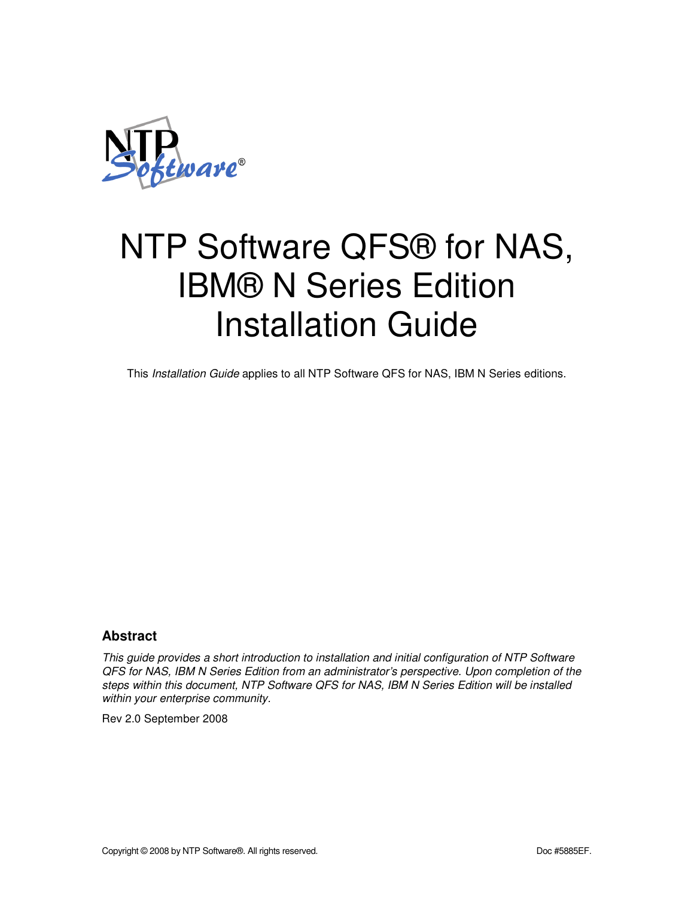# NTP Software QFS® for NAS, IBM® N Series Edition Installation Guide

This *Installation Guide* applies to all NTP Software QFS for NAS, IBM N Series editions.

## Abstract

*This guide provides a short introduction to installation and initial configuration of NTP Software QFS for NAS, IBM N Series Edition from an administrator's perspective. Upon completion of the steps within this document, NTP Software QFS for NAS, IBM N Series Edition will be installed within your enterprise community.*

Rev 2.0 September 2008

Copyright © 2008 by NTP Software®. All rights reserved. Doc #5885EF.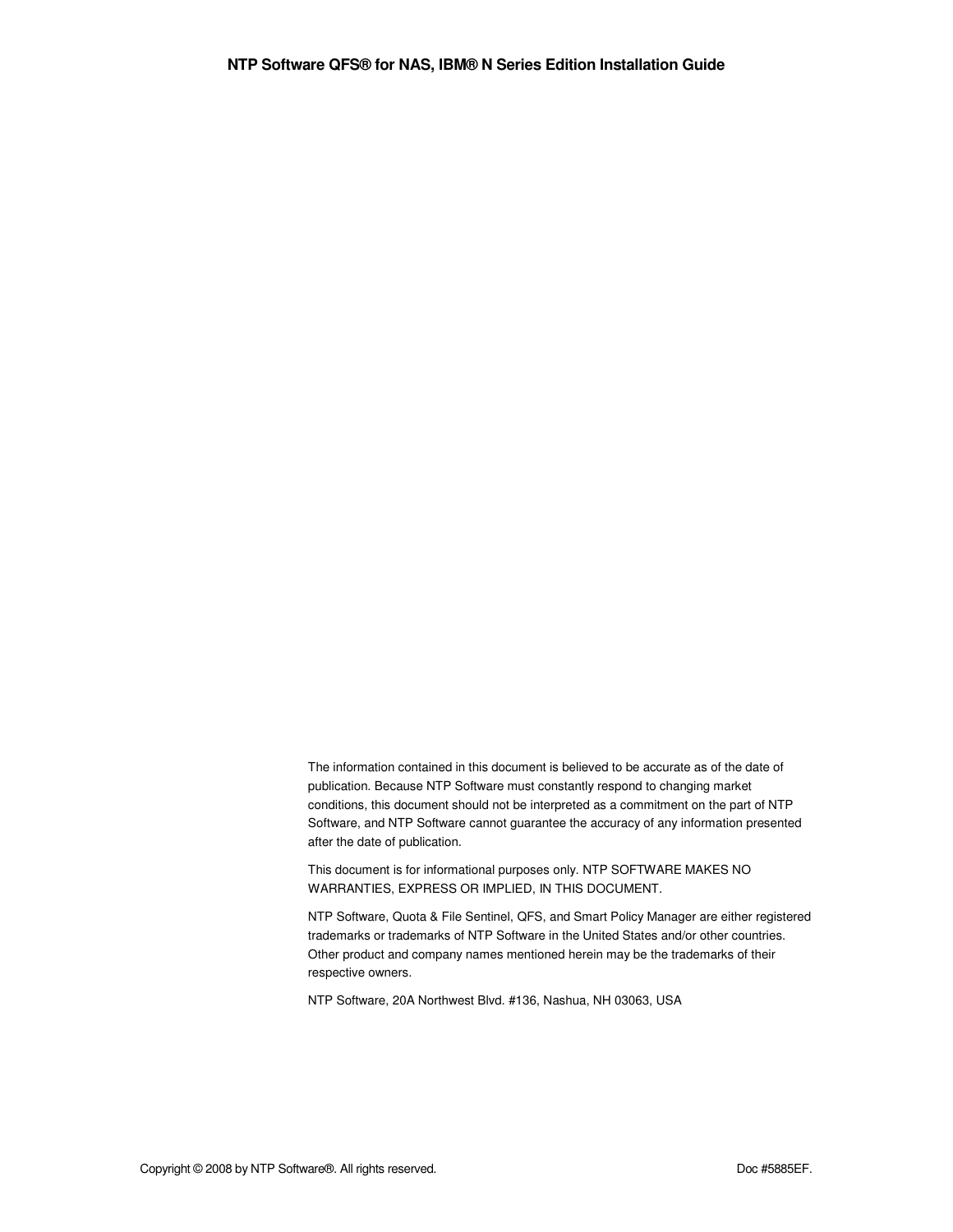The information contained in this document is believed to be accurate as of the date of publication. Because NTP Software must constantly respond to changing market conditions, this document should not be interpreted as a commitment on the part of NTP Software, and NTP Software cannot guarantee the accuracy of any information presented after the date of publication.

This document is for informational purposes only. NTP SOFTWARE MAKES NO WARRANTIES, EXPRESS OR IMPLIED, IN THIS DOCUMENT.

NTP Software, Quota & File Sentinel, QFS, and Smart Policy Manager are either registered trademarks or trademarks of NTP Software in the United States and/or other countries. Other product and company names mentioned herein may be the trademarks of their respective owners.

NTP Software, 20A Northwest Blvd. #136, Nashua, NH 03063, USA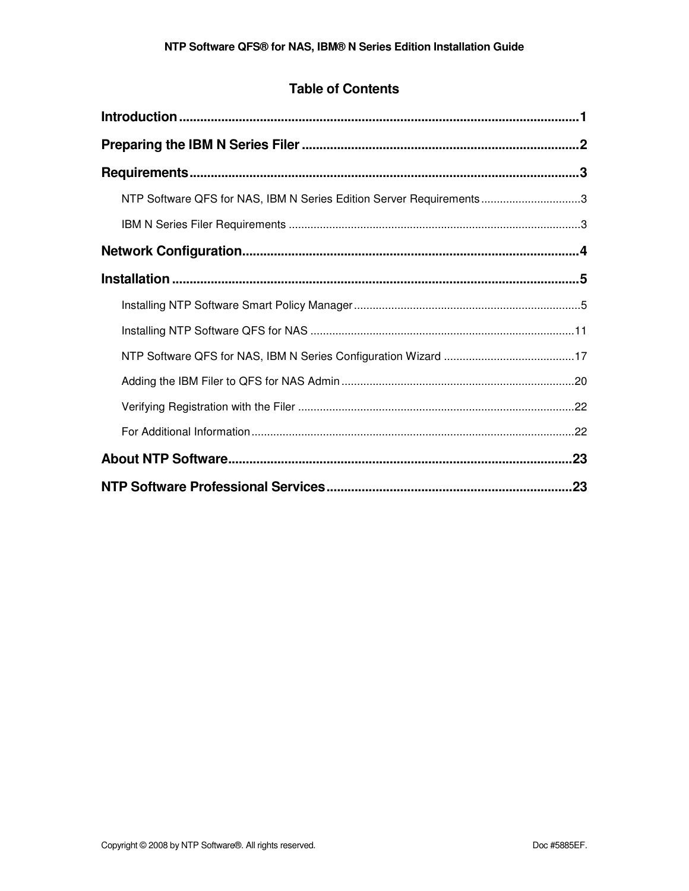# Table of Contents

**Introduction** ..... 1

**Preparing the IBM N Series Filer** ..... 2

**Requirements** ..... 3

- NTP Software QFS for NAS, IBM N Series Edition Server Requirements ..... 3
- IBM N Series Filer Requirements ..... 3

**Network Configuration** ..... 4

**Installation** ..... 5

- Installing NTP Software Smart Policy Manager ..... 5
- Installing NTP Software QFS for NAS ..... 11
- NTP Software QFS for NAS, IBM N Series Configuration Wizard ..... 17
- Adding the IBM Filer to QFS for NAS Admin ..... 20
- Verifying Registration with the Filer ..... 22
- For Additional Information ..... 22

**About NTP Software** ..... 23

**NTP Software Professional Services** ..... 23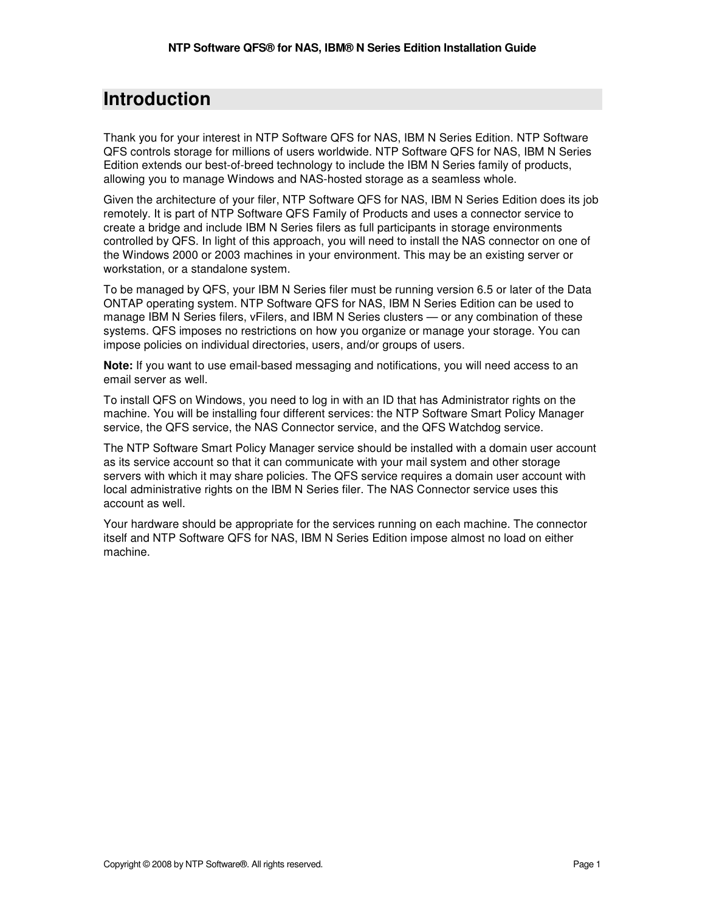# Introduction

Thank you for your interest in NTP Software QFS for NAS, IBM N Series Edition. NTP Software QFS controls storage for millions of users worldwide. NTP Software QFS for NAS, IBM N Series Edition extends our best-of-breed technology to include the IBM N Series family of products, allowing you to manage Windows and NAS-hosted storage as a seamless whole.

Given the architecture of your filer, NTP Software QFS for NAS, IBM N Series Edition does its job remotely. It is part of NTP Software QFS Family of Products and uses a connector service to create a bridge and include IBM N Series filers as full participants in storage environments controlled by QFS. In light of this approach, you will need to install the NAS connector on one of the Windows 2000 or 2003 machines in your environment. This may be an existing server or workstation, or a standalone system.

To be managed by QFS, your IBM N Series filer must be running version 6.5 or later of the Data ONTAP operating system. NTP Software QFS for NAS, IBM N Series Edition can be used to manage IBM N Series filers, vFilers, and IBM N Series clusters — or any combination of these systems. QFS imposes no restrictions on how you organize or manage your storage. You can impose policies on individual directories, users, and/or groups of users.

**Note:** If you want to use email-based messaging and notifications, you will need access to an email server as well.

To install QFS on Windows, you need to log in with an ID that has Administrator rights on the machine. You will be installing four different services: the NTP Software Smart Policy Manager service, the QFS service, the NAS Connector service, and the QFS Watchdog service.

The NTP Software Smart Policy Manager service should be installed with a domain user account as its service account so that it can communicate with your mail system and other storage servers with which it may share policies. The QFS service requires a domain user account with local administrative rights on the IBM N Series filer. The NAS Connector service uses this account as well.

Your hardware should be appropriate for the services running on each machine. The connector itself and NTP Software QFS for NAS, IBM N Series Edition impose almost no load on either machine.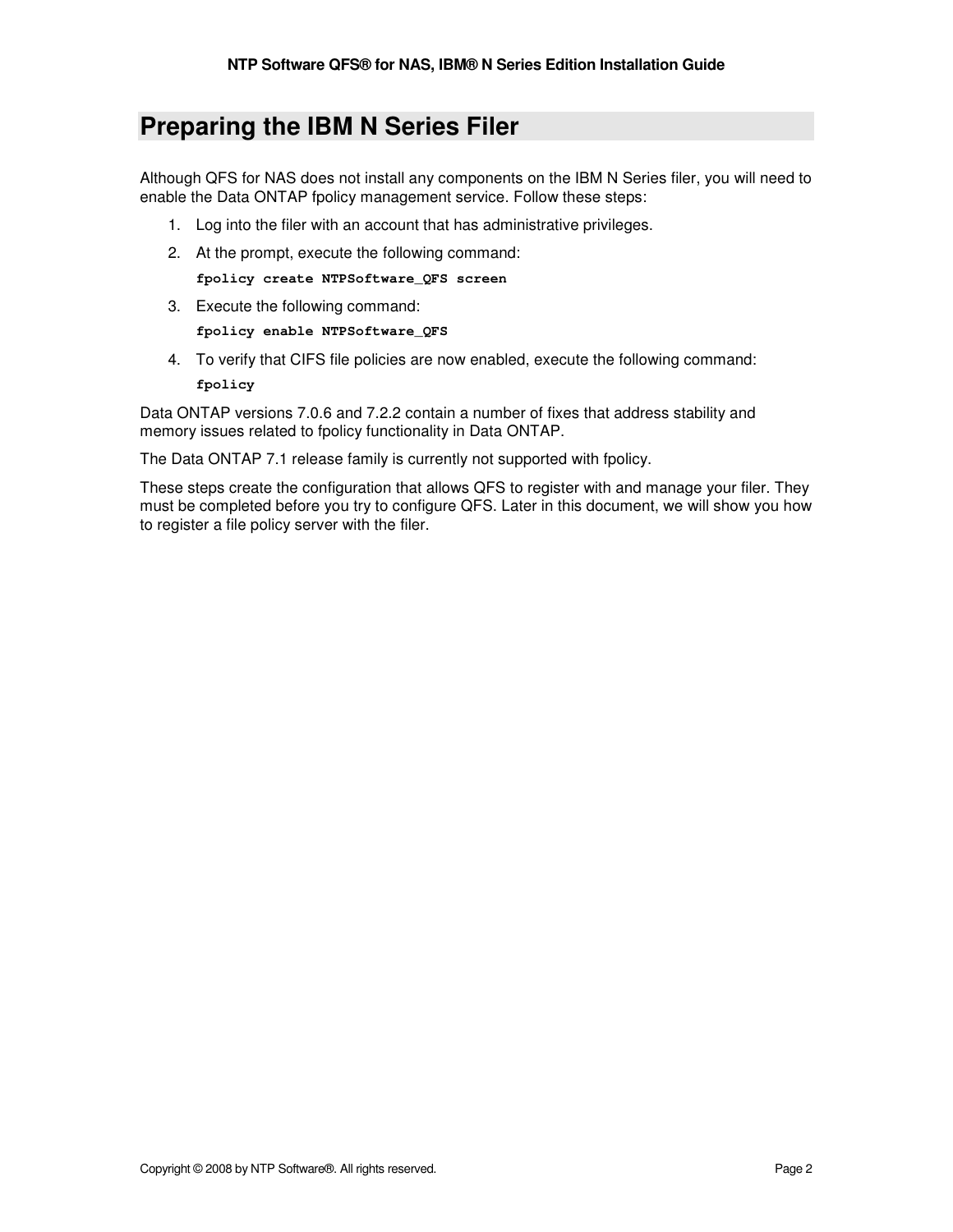# Preparing the IBM N Series Filer

Although QFS for NAS does not install any components on the IBM N Series filer, you will need to enable the Data ONTAP fpolicy management service. Follow these steps:

1. Log into the filer with an account that has administrative privileges.
2. At the prompt, execute the following command:

   ```
   fpolicy create NTPSoftware_QFS screen
   ```

3. Execute the following command:

   ```
   fpolicy enable NTPSoftware_QFS
   ```

4. To verify that CIFS file policies are now enabled, execute the following command:

   ```
   fpolicy
   ```

Data ONTAP versions 7.0.6 and 7.2.2 contain a number of fixes that address stability and memory issues related to fpolicy functionality in Data ONTAP.

The Data ONTAP 7.1 release family is currently not supported with fpolicy.

These steps create the configuration that allows QFS to register with and manage your filer. They must be completed before you try to configure QFS. Later in this document, we will show you how to register a file policy server with the filer.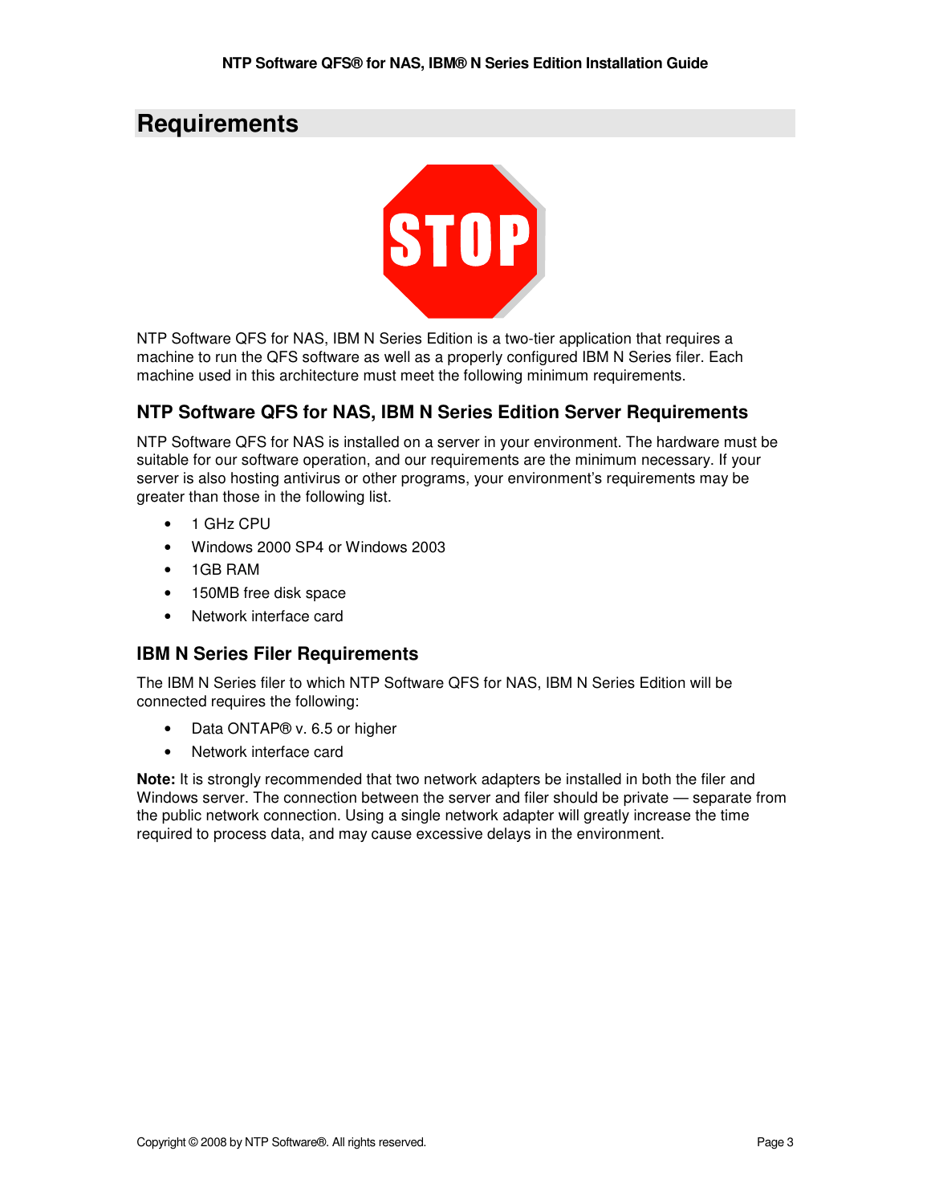# Requirements

NTP Software QFS for NAS, IBM N Series Edition is a two-tier application that requires a machine to run the QFS software as well as a properly configured IBM N Series filer. Each machine used in this architecture must meet the following minimum requirements.

## NTP Software QFS for NAS, IBM N Series Edition Server Requirements

NTP Software QFS for NAS is installed on a server in your environment. The hardware must be suitable for our software operation, and our requirements are the minimum necessary. If your server is also hosting antivirus or other programs, your environment's requirements may be greater than those in the following list.

- 1 GHz CPU
- Windows 2000 SP4 or Windows 2003
- 1GB RAM
- 150MB free disk space
- Network interface card

## IBM N Series Filer Requirements

The IBM N Series filer to which NTP Software QFS for NAS, IBM N Series Edition will be connected requires the following:

- Data ONTAP® v. 6.5 or higher
- Network interface card

**Note:** It is strongly recommended that two network adapters be installed in both the filer and Windows server. The connection between the server and filer should be private — separate from the public network connection. Using a single network adapter will greatly increase the time required to process data, and may cause excessive delays in the environment.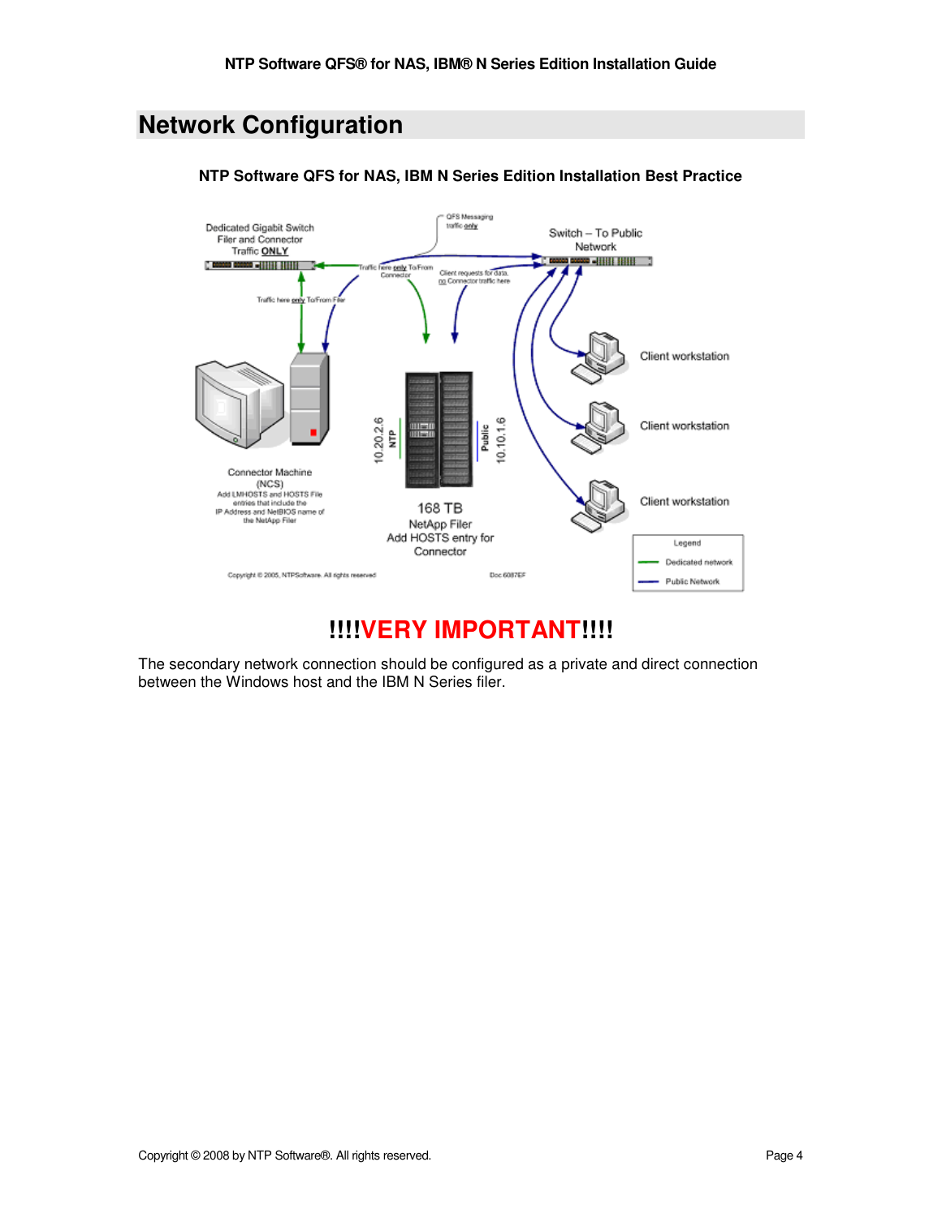# Network Configuration

**NTP Software QFS for NAS, IBM N Series Edition Installation Best Practice**

Dedicated Gigabit Switch Filer and Connector Traffic **ONLY**

QFS Messaging traffic only

Switch – To Public Network

Traffic here only To/From Connector

Client requests for data, no Connector traffic here

Traffic here only To/From Filer

Client workstation

Client workstation

Client workstation

10.20.2.6 NTP

Public 10.10.1.6

Connector Machine (NCS) Add LMHOSTS and HOSTS File entries that include the IP Address and NetBIOS name of the NetApp Filer

168 TB NetApp Filer Add HOSTS entry for Connector

Legend: Dedicated network; Public Network

Copyright © 2005, NTPSoftware. All rights reserved

Doc.6087EF

## !!!!VERY IMPORTANT!!!!

The secondary network connection should be configured as a private and direct connection between the Windows host and the IBM N Series filer.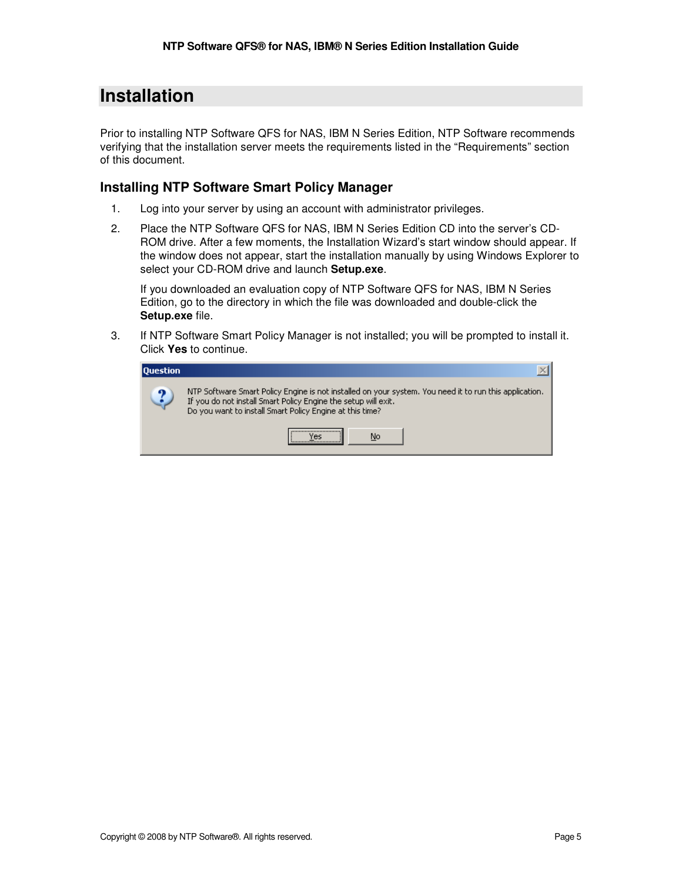# Installation

Prior to installing NTP Software QFS for NAS, IBM N Series Edition, NTP Software recommends verifying that the installation server meets the requirements listed in the “Requirements” section of this document.

## Installing NTP Software Smart Policy Manager

1. Log into your server by using an account with administrator privileges.
2. Place the NTP Software QFS for NAS, IBM N Series Edition CD into the server’s CD-ROM drive. After a few moments, the Installation Wizard’s start window should appear. If the window does not appear, start the installation manually by using Windows Explorer to select your CD-ROM drive and launch **Setup.exe**.

   If you downloaded an evaluation copy of NTP Software QFS for NAS, IBM N Series Edition, go to the directory in which the file was downloaded and double-click the **Setup.exe** file.
3. If NTP Software Smart Policy Manager is not installed; you will be prompted to install it. Click **Yes** to continue.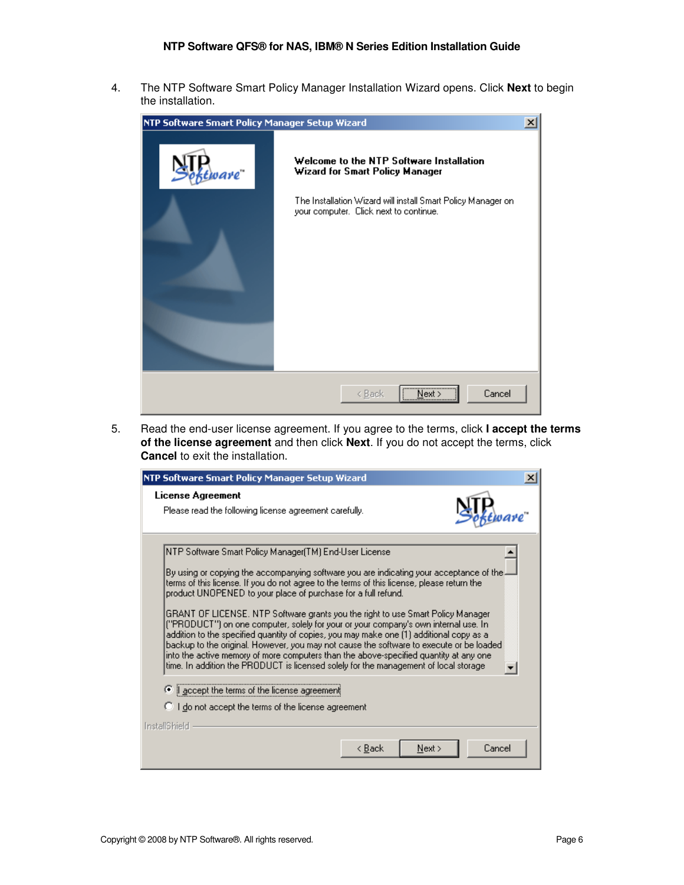4. The NTP Software Smart Policy Manager Installation Wizard opens. Click **Next** to begin the installation.

5. Read the end-user license agreement. If you agree to the terms, click **I accept the terms of the license agreement** and then click **Next**. If you do not accept the terms, click **Cancel** to exit the installation.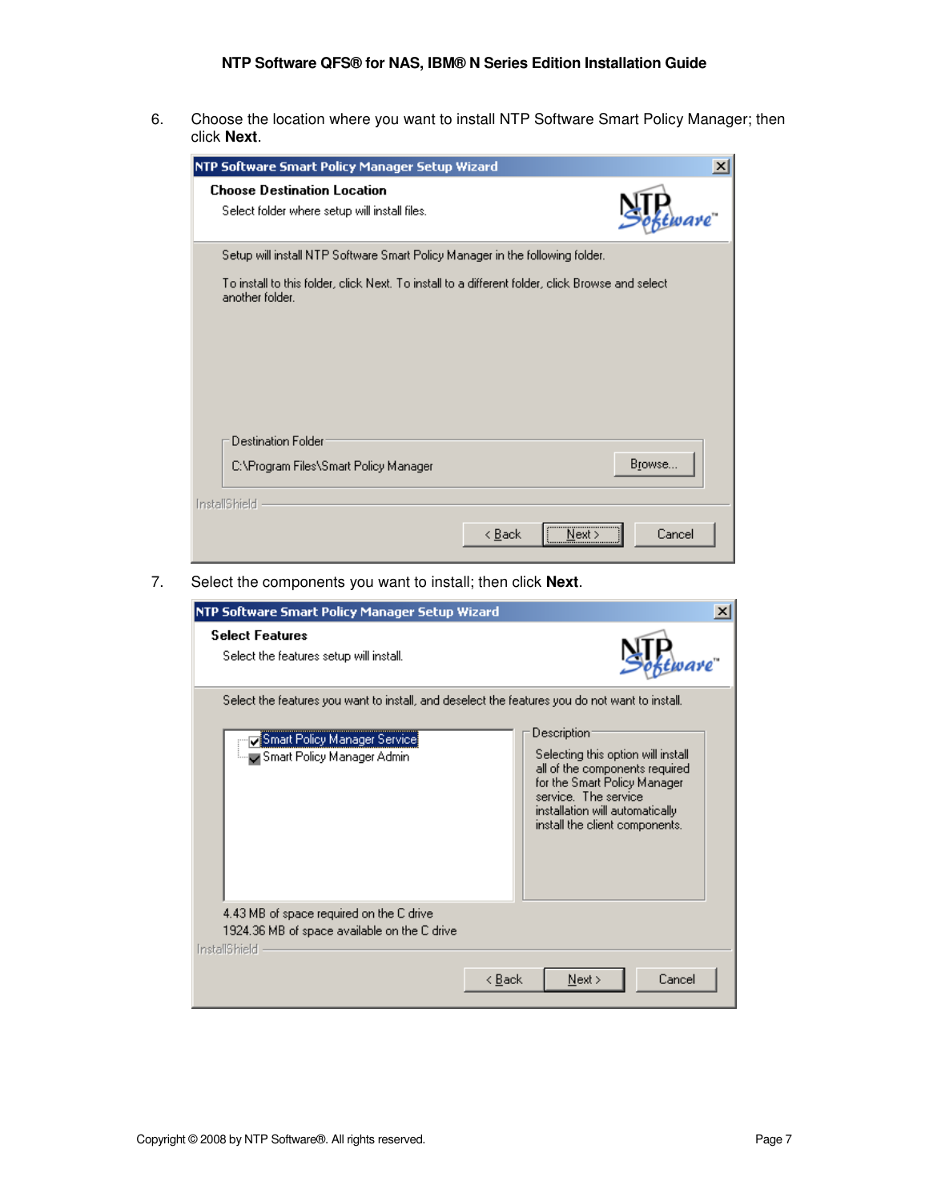6. Choose the location where you want to install NTP Software Smart Policy Manager; then click **Next**.

NTP Software Smart Policy Manager Setup Wizard

**Choose Destination Location**

Select folder where setup will install files.

Setup will install NTP Software Smart Policy Manager in the following folder.

To install to this folder, click Next. To install to a different folder, click Browse and select another folder.

Destination Folder

C:\Program Files\Smart Policy Manager

Browse...

InstallShield

< Back | Next > | Cancel

7. Select the components you want to install; then click **Next**.

NTP Software Smart Policy Manager Setup Wizard

**Select Features**

Select the features setup will install.

Select the features you want to install, and deselect the features you do not want to install.

- [x] Smart Policy Manager Service
- [x] Smart Policy Manager Admin

Description

Selecting this option will install all of the components required for the Smart Policy Manager service. The service installation will automatically install the client components.

4.43 MB of space required on the C drive

1924.36 MB of space available on the C drive

InstallShield

< Back | Next > | Cancel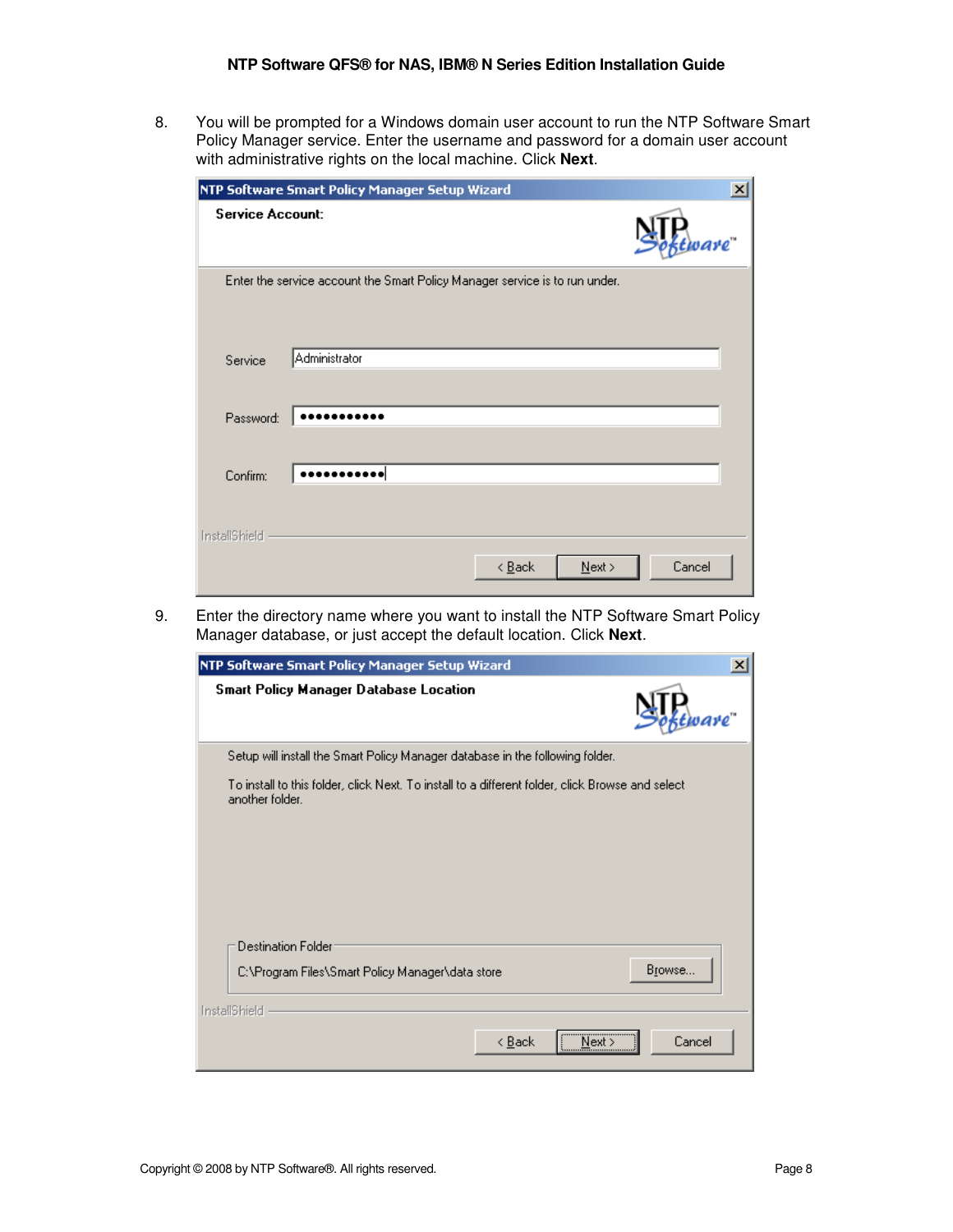8. You will be prompted for a Windows domain user account to run the NTP Software Smart Policy Manager service. Enter the username and password for a domain user account with administrative rights on the local machine. Click **Next**.

NTP Software Smart Policy Manager Setup Wizard

**Service Account:**

Enter the service account the Smart Policy Manager service is to run under.

Service: Administrator

Password: ●●●●●●●●●●●●

Confirm: ●●●●●●●●●●●●

InstallShield

< Back | Next > | Cancel

9. Enter the directory name where you want to install the NTP Software Smart Policy Manager database, or just accept the default location. Click **Next**.

NTP Software Smart Policy Manager Setup Wizard

**Smart Policy Manager Database Location**

Setup will install the Smart Policy Manager database in the following folder.

To install to this folder, click Next. To install to a different folder, click Browse and select another folder.

Destination Folder

C:\Program Files\Smart Policy Manager\data store

Browse...

InstallShield

< Back | Next > | Cancel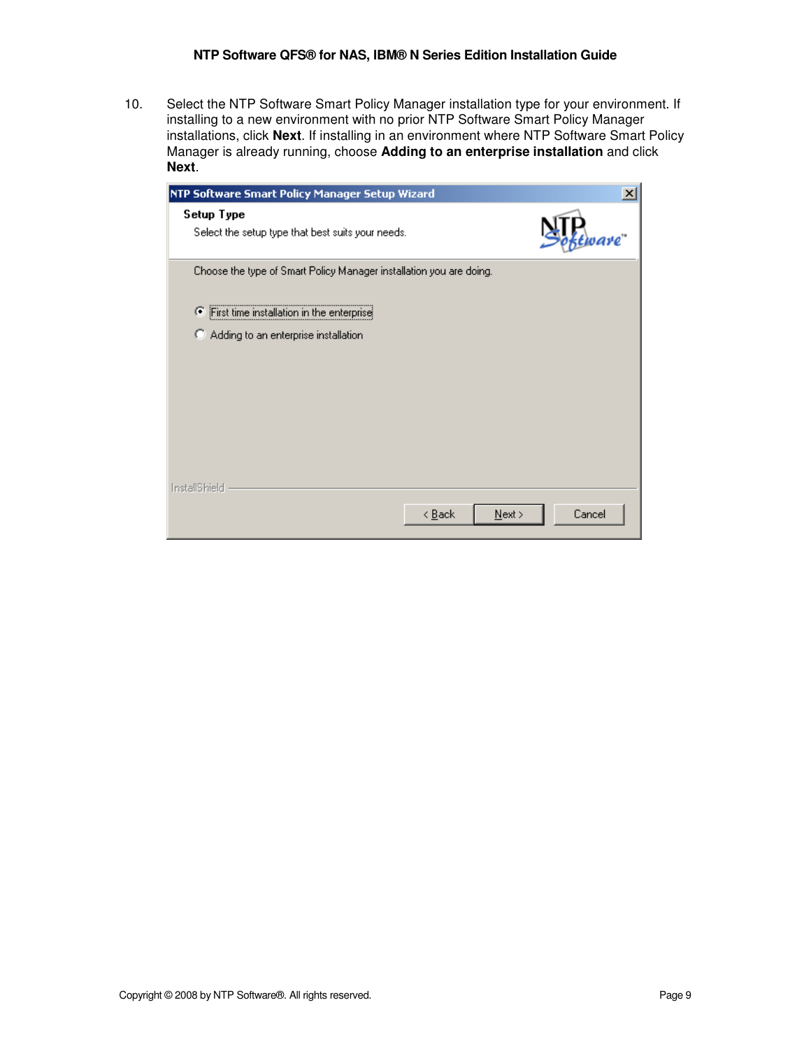10. Select the NTP Software Smart Policy Manager installation type for your environment. If installing to a new environment with no prior NTP Software Smart Policy Manager installations, click **Next**. If installing in an environment where NTP Software Smart Policy Manager is already running, choose **Adding to an enterprise installation** and click **Next**.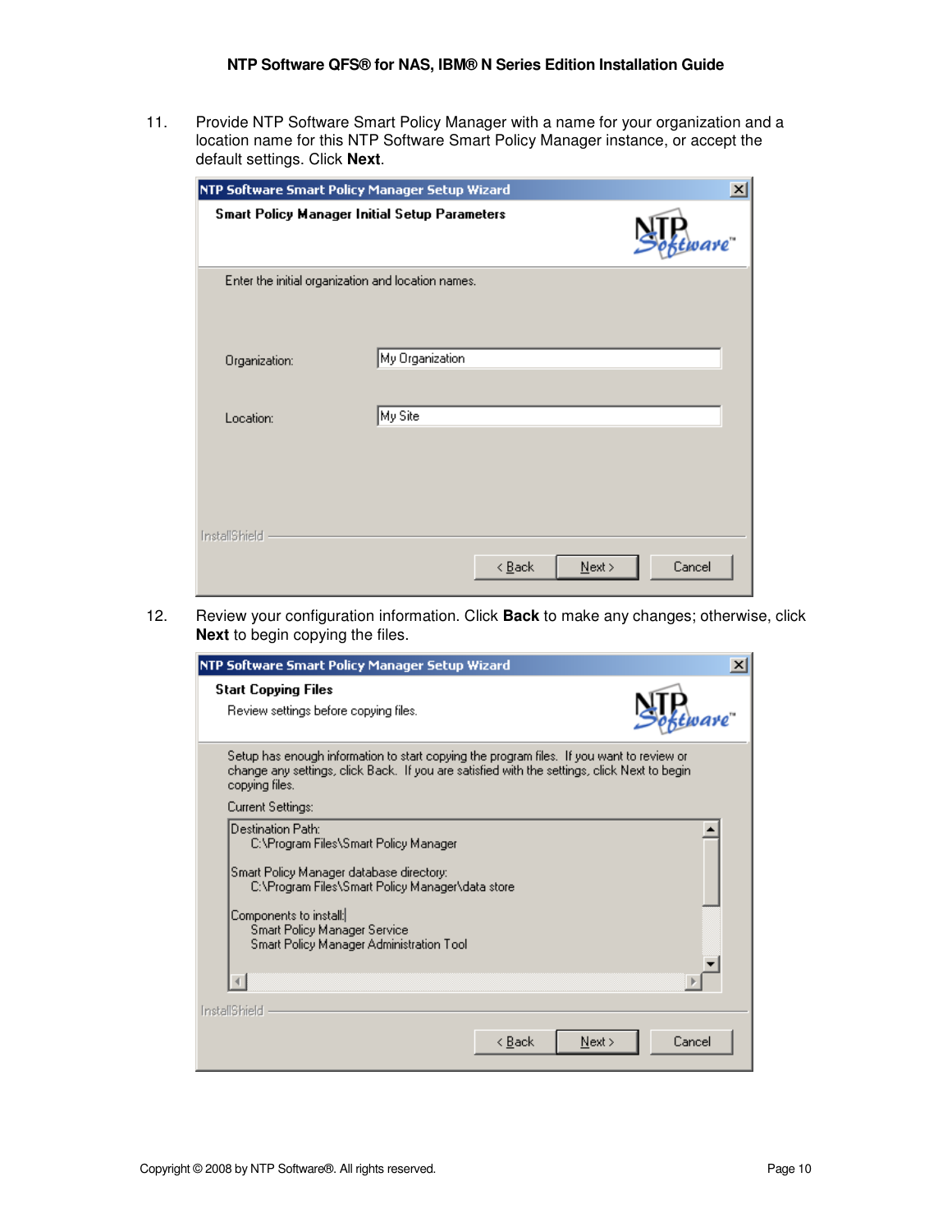11. Provide NTP Software Smart Policy Manager with a name for your organization and a location name for this NTP Software Smart Policy Manager instance, or accept the default settings. Click **Next**.

12. Review your configuration information. Click **Back** to make any changes; otherwise, click **Next** to begin copying the files.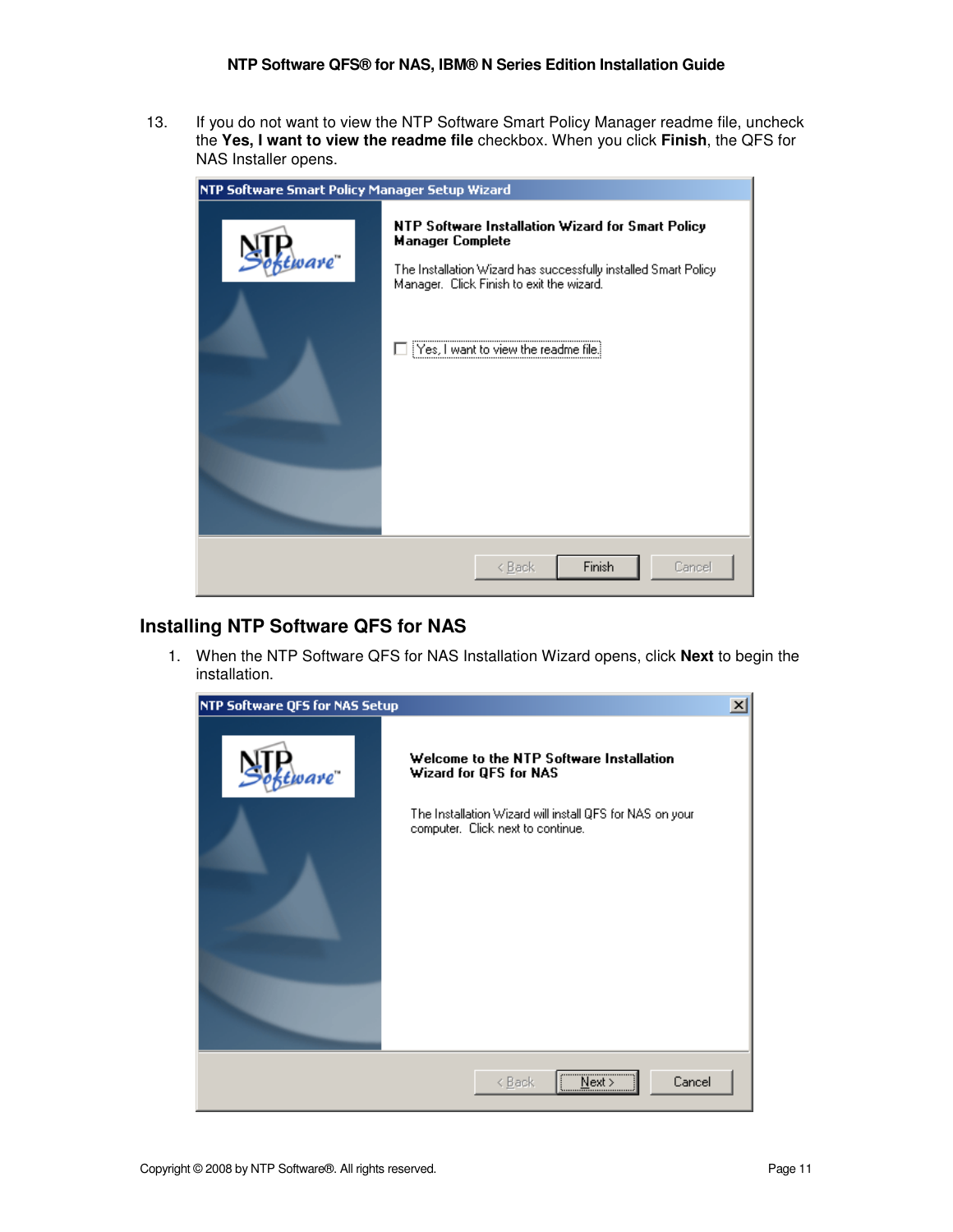13. If you do not want to view the NTP Software Smart Policy Manager readme file, uncheck the **Yes, I want to view the readme file** checkbox. When you click **Finish**, the QFS for NAS Installer opens.

## Installing NTP Software QFS for NAS

1. When the NTP Software QFS for NAS Installation Wizard opens, click **Next** to begin the installation.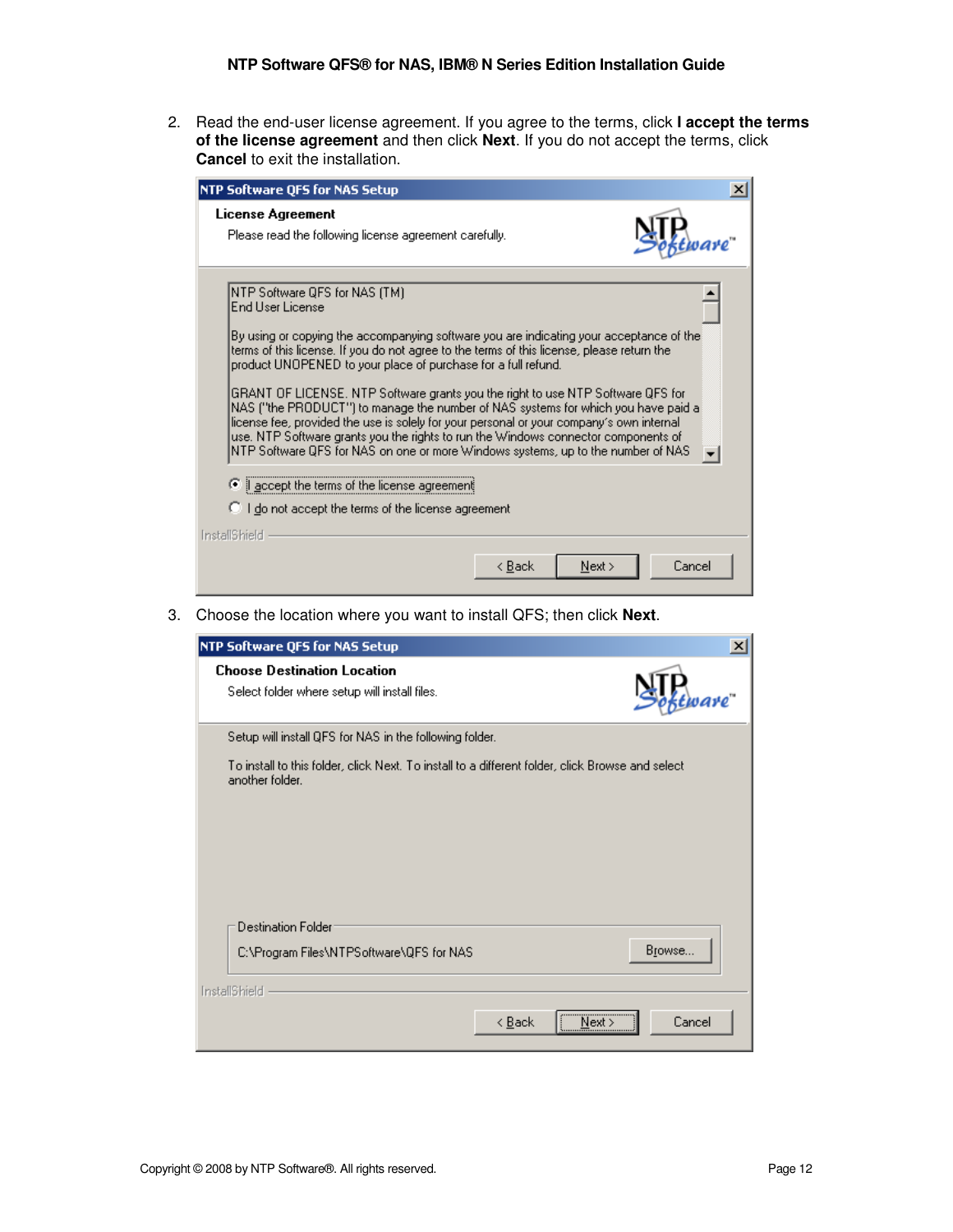2. Read the end-user license agreement. If you agree to the terms, click **I accept the terms of the license agreement** and then click **Next**. If you do not accept the terms, click **Cancel** to exit the installation.

NTP Software QFS for NAS Setup

**License Agreement**

Please read the following license agreement carefully.

NTP Software QFS for NAS (TM)
End User License

By using or copying the accompanying software you are indicating your acceptance of the terms of this license. If you do not agree to the terms of this license, please return the product UNOPENED to your place of purchase for a full refund.

GRANT OF LICENSE. NTP Software grants you the right to use NTP Software QFS for NAS ("the PRODUCT") to manage the number of NAS systems for which you have paid a license fee, provided the use is solely for your personal or your company's own internal use. NTP Software grants you the rights to run the Windows connector components of NTP Software QFS for NAS on one or more Windows systems, up to the number of NAS

- I accept the terms of the license agreement
- I do not accept the terms of the license agreement

InstallShield

< Back | Next > | Cancel

3. Choose the location where you want to install QFS; then click **Next**.

NTP Software QFS for NAS Setup

**Choose Destination Location**

Select folder where setup will install files.

Setup will install QFS for NAS in the following folder.

To install to this folder, click Next. To install to a different folder, click Browse and select another folder.

Destination Folder

C:\Program Files\NTPSoftware\QFS for NAS

Browse...

InstallShield

< Back | Next > | Cancel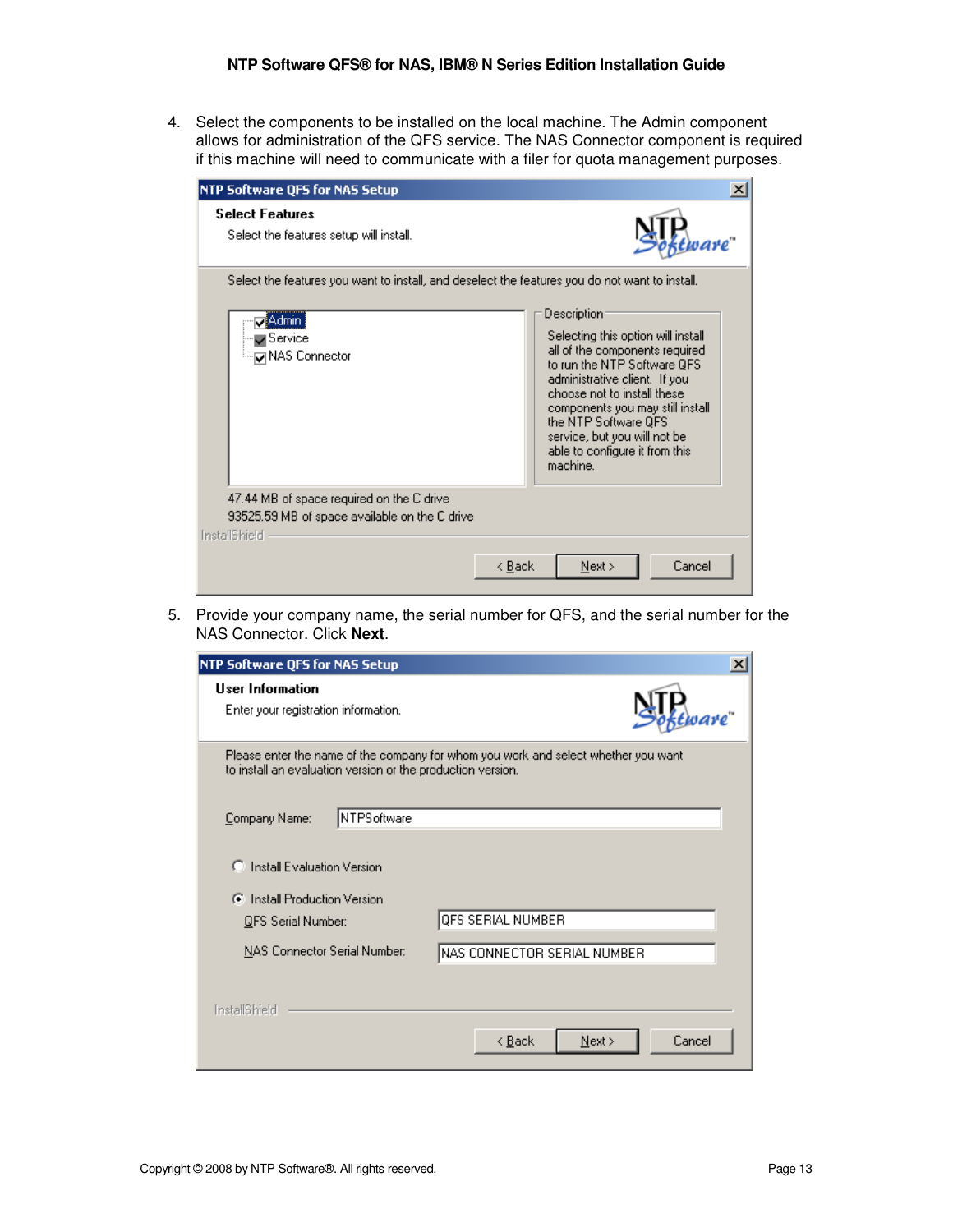4. Select the components to be installed on the local machine. The Admin component allows for administration of the QFS service. The NAS Connector component is required if this machine will need to communicate with a filer for quota management purposes.

5. Provide your company name, the serial number for QFS, and the serial number for the NAS Connector. Click **Next**.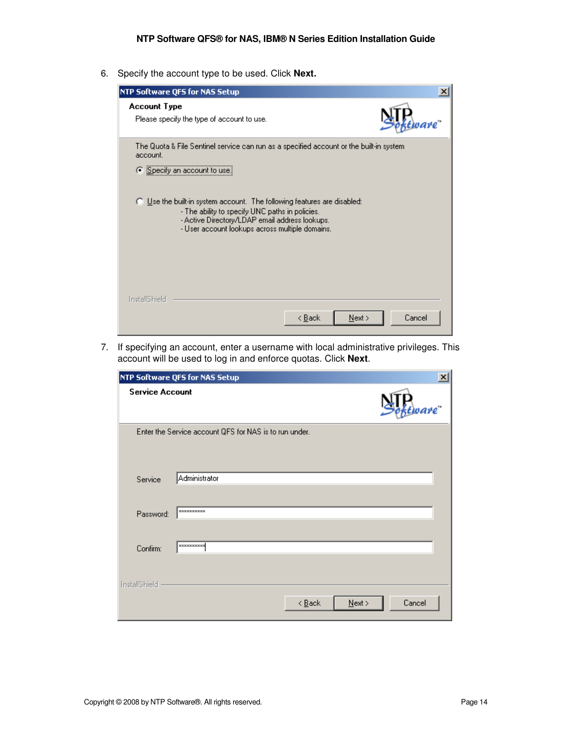6. Specify the account type to be used. Click **Next.**

NTP Software QFS for NAS Setup

**Account Type**

Please specify the type of account to use.

The Quota & File Sentinel service can run as a specified account or the built-in system account.

- (•) Specify an account to use.
- ( ) Use the built-in system account. The following features are disabled:
  - The ability to specify UNC paths in policies.
  - Active Directory/LDAP email address lookups.
  - User account lookups across multiple domains.

InstallShield

< Back | Next > | Cancel

7. If specifying an account, enter a username with local administrative privileges. This account will be used to log in and enforce quotas. Click **Next**.

NTP Software QFS for NAS Setup

**Service Account**

Enter the Service account QFS for NAS is to run under.

Service: Administrator

Password: **********

Confirm: **********

InstallShield

< Back | Next > | Cancel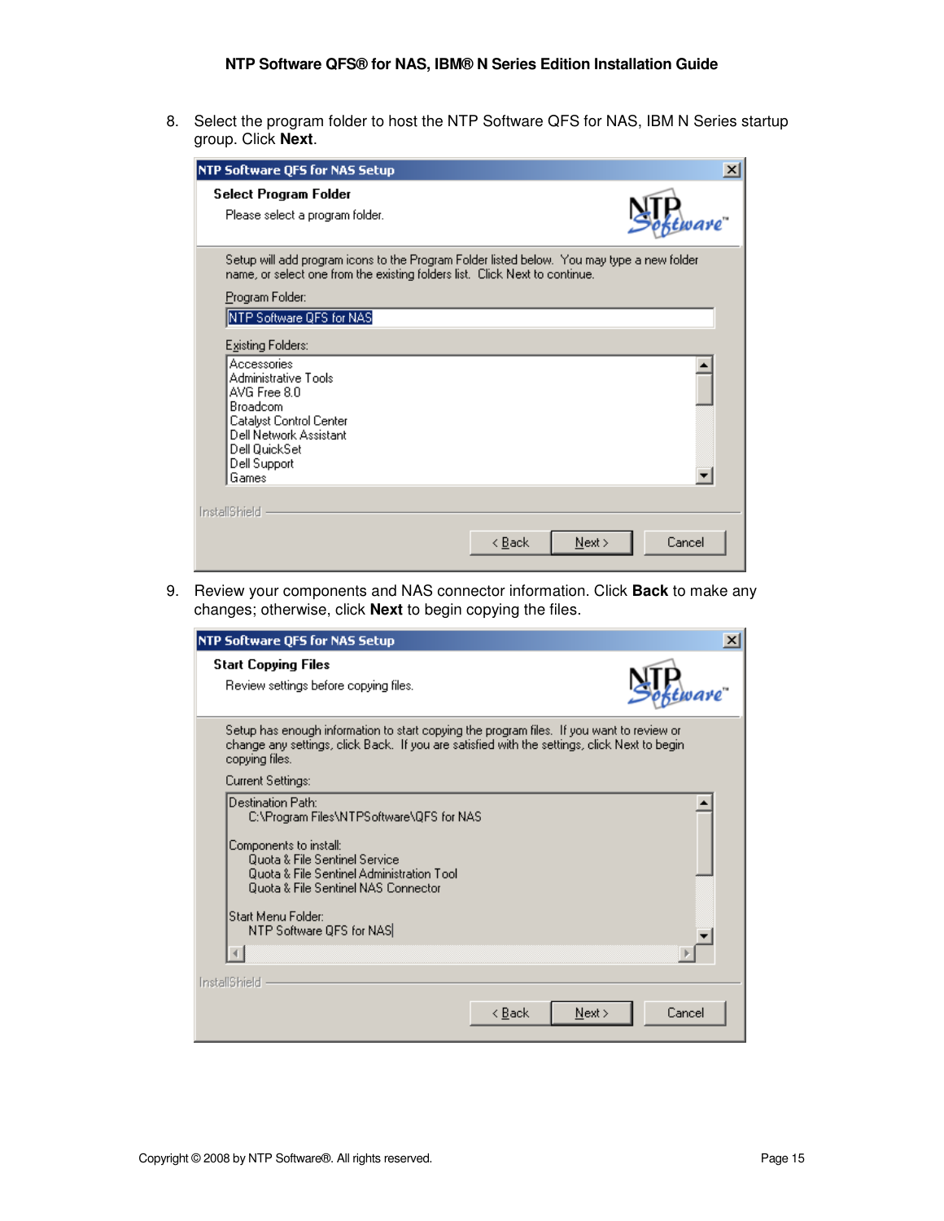8. Select the program folder to host the NTP Software QFS for NAS, IBM N Series startup group. Click **Next**.

NTP Software QFS for NAS Setup

**Select Program Folder**

Please select a program folder.

Setup will add program icons to the Program Folder listed below. You may type a new folder name, or select one from the existing folders list. Click Next to continue.

Program Folder:

NTP Software QFS for NAS

Existing Folders:

Accessories
Administrative Tools
AVG Free 8.0
Broadcom
Catalyst Control Center
Dell Network Assistant
Dell QuickSet
Dell Support
Games

InstallShield

< Back | Next > | Cancel

9. Review your components and NAS connector information. Click **Back** to make any changes; otherwise, click **Next** to begin copying the files.

NTP Software QFS for NAS Setup

**Start Copying Files**

Review settings before copying files.

Setup has enough information to start copying the program files. If you want to review or change any settings, click Back. If you are satisfied with the settings, click Next to begin copying files.

Current Settings:

Destination Path:
C:\Program Files\NTPSoftware\QFS for NAS

Components to install:
Quota & File Sentinel Service
Quota & File Sentinel Administration Tool
Quota & File Sentinel NAS Connector

Start Menu Folder:
NTP Software QFS for NAS

InstallShield

< Back | Next > | Cancel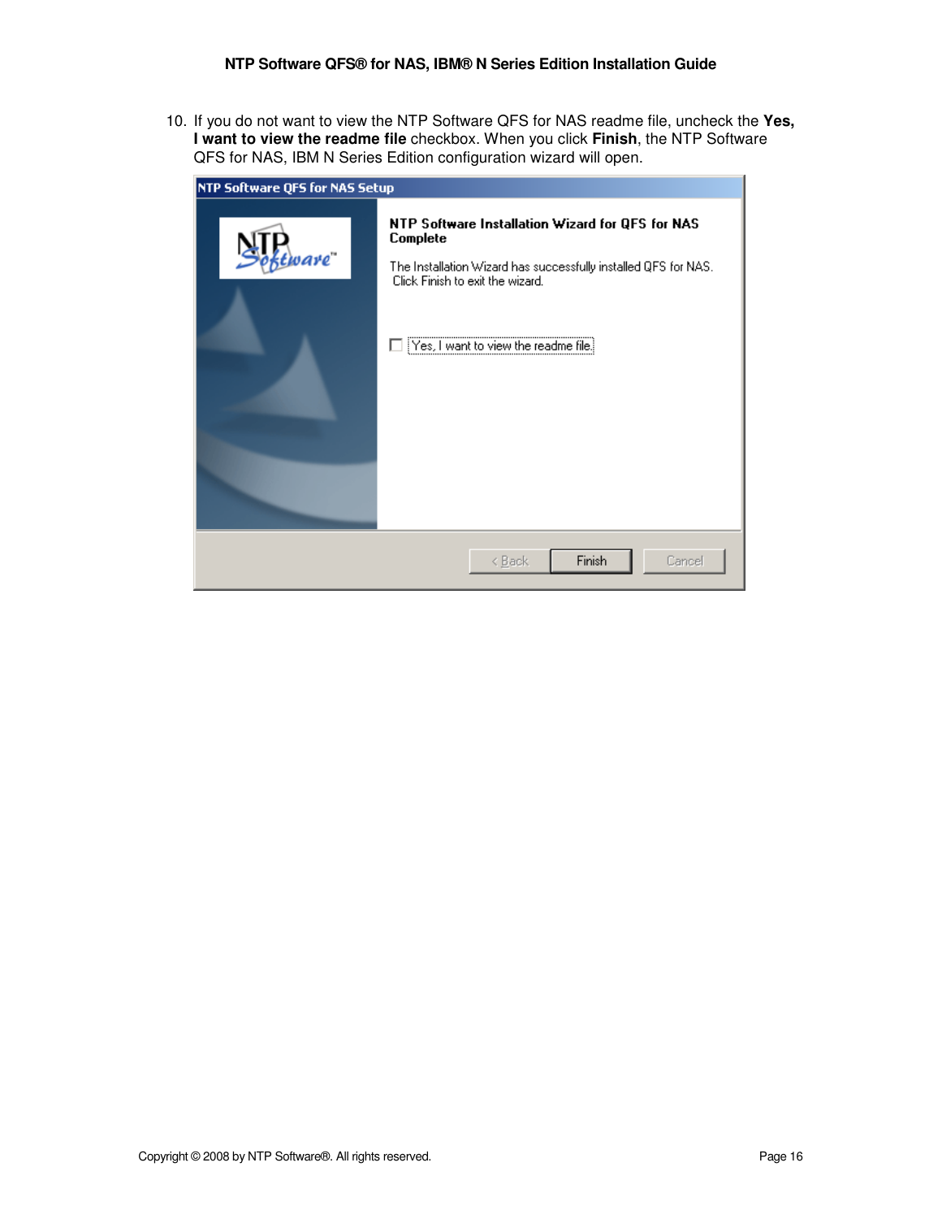10. If you do not want to view the NTP Software QFS for NAS readme file, uncheck the **Yes, I want to view the readme file** checkbox. When you click **Finish**, the NTP Software QFS for NAS, IBM N Series Edition configuration wizard will open.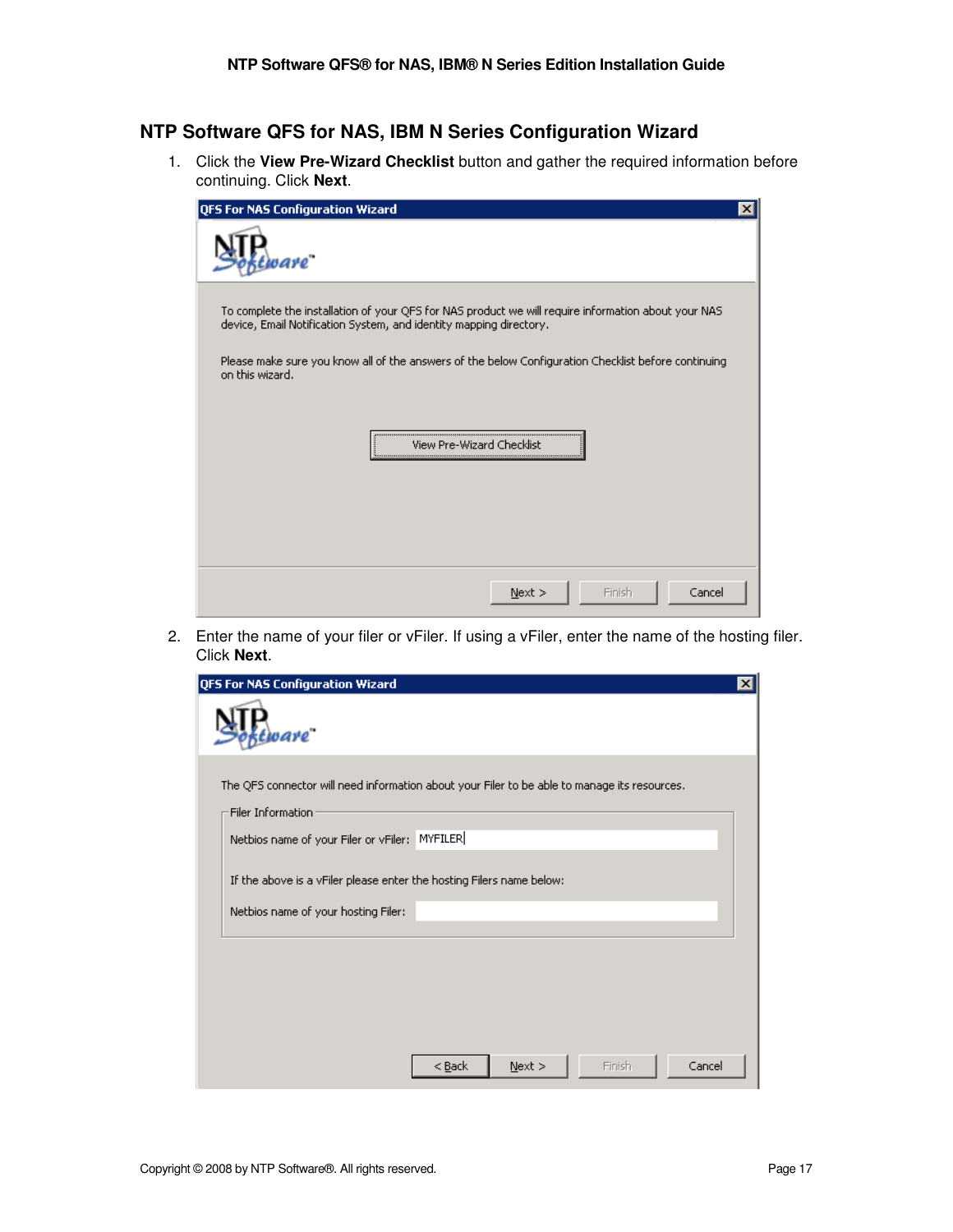## NTP Software QFS for NAS, IBM N Series Configuration Wizard

1. Click the **View Pre-Wizard Checklist** button and gather the required information before continuing. Click **Next**.

   QFS For NAS Configuration Wizard

   To complete the installation of your QFS for NAS product we will require information about your NAS device, Email Notification System, and identity mapping directory.

   Please make sure you know all of the answers of the below Configuration Checklist before continuing on this wizard.

   View Pre-Wizard Checklist

   Next > | Finish | Cancel

2. Enter the name of your filer or vFiler. If using a vFiler, enter the name of the hosting filer. Click **Next**.

   QFS For NAS Configuration Wizard

   The QFS connector will need information about your Filer to be able to manage its resources.

   Filer Information

   Netbios name of your Filer or vFiler: MYFILER

   If the above is a vFiler please enter the hosting Filers name below:

   Netbios name of your hosting Filer:

   < Back | Next > | Finish | Cancel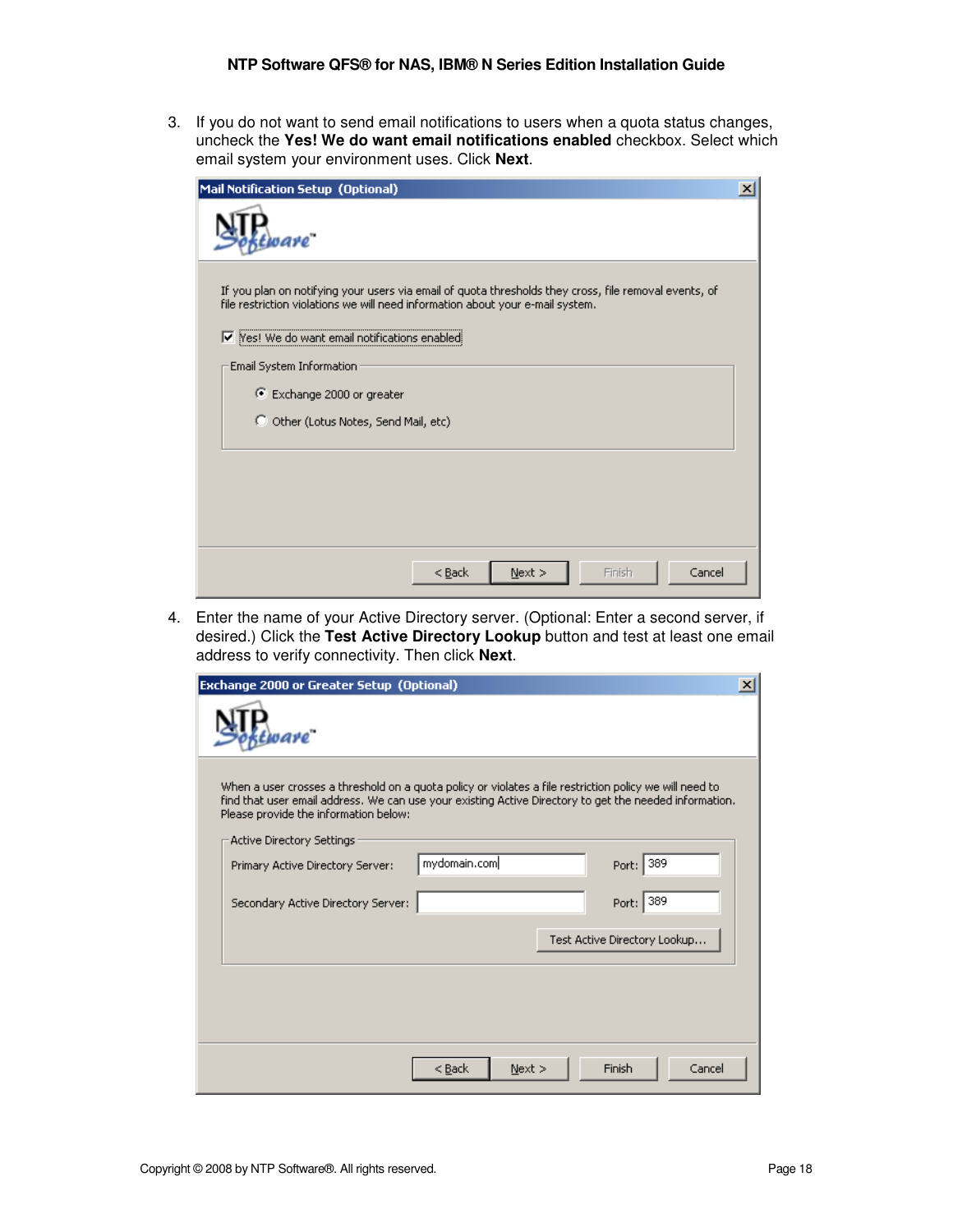3. If you do not want to send email notifications to users when a quota status changes, uncheck the **Yes! We do want email notifications enabled** checkbox. Select which email system your environment uses. Click **Next**.

4. Enter the name of your Active Directory server. (Optional: Enter a second server, if desired.) Click the **Test Active Directory Lookup** button and test at least one email address to verify connectivity. Then click **Next**.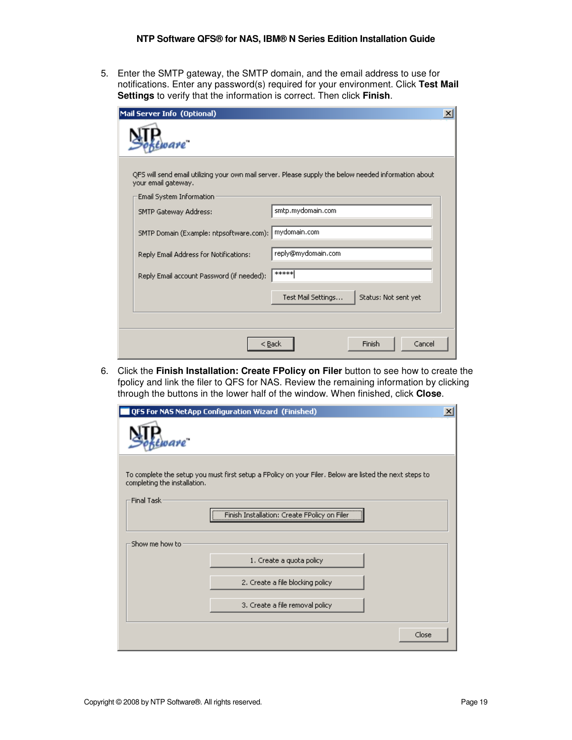5. Enter the SMTP gateway, the SMTP domain, and the email address to use for notifications. Enter any password(s) required for your environment. Click **Test Mail Settings** to verify that the information is correct. Then click **Finish**.

6. Click the **Finish Installation: Create FPolicy on Filer** button to see how to create the fpolicy and link the filer to QFS for NAS. Review the remaining information by clicking through the buttons in the lower half of the window. When finished, click **Close**.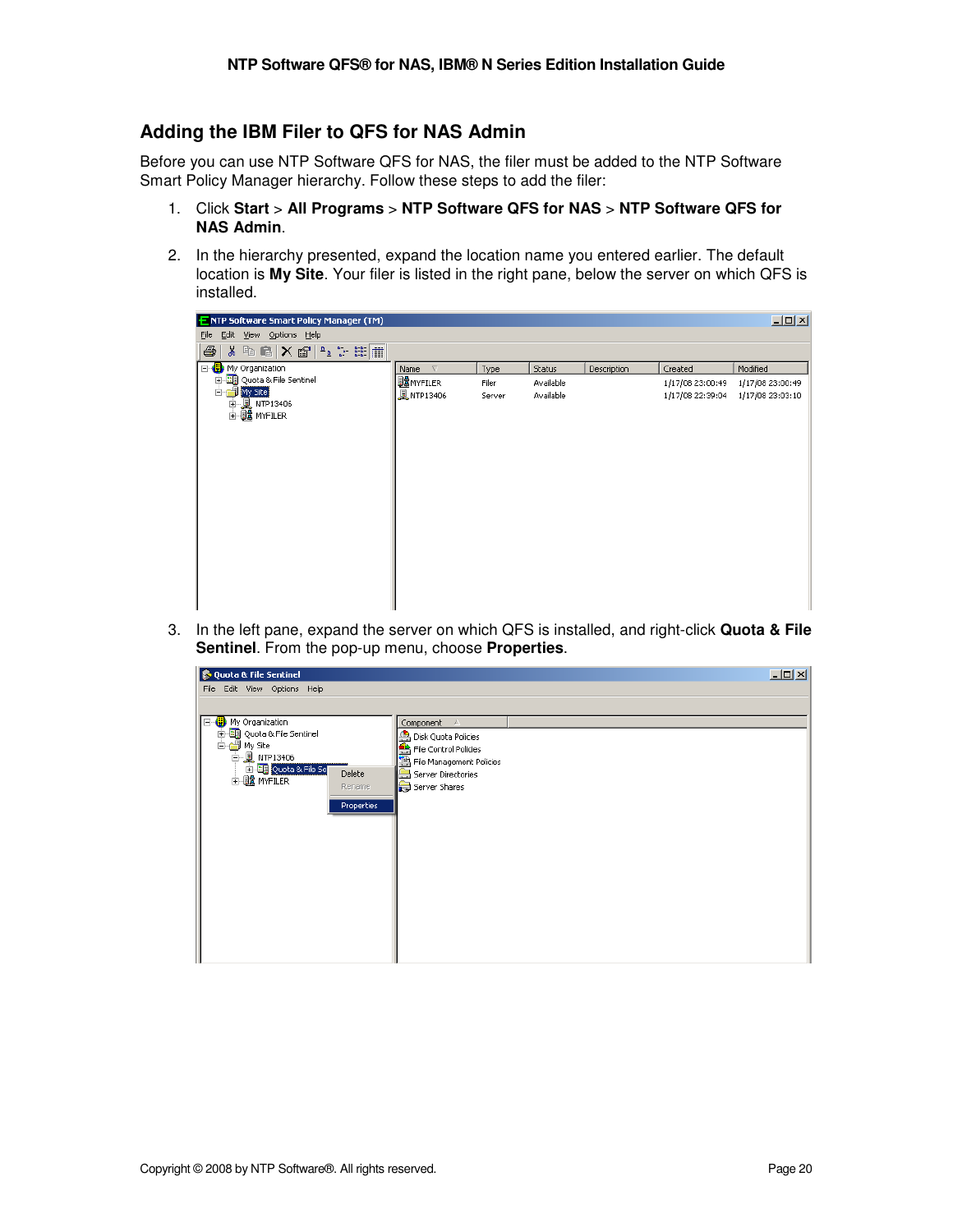## Adding the IBM Filer to QFS for NAS Admin

Before you can use NTP Software QFS for NAS, the filer must be added to the NTP Software Smart Policy Manager hierarchy. Follow these steps to add the filer:

1. Click **Start** > **All Programs** > **NTP Software QFS for NAS** > **NTP Software QFS for NAS Admin**.
2. In the hierarchy presented, expand the location name you entered earlier. The default location is **My Site**. Your filer is listed in the right pane, below the server on which QFS is installed.
3. In the left pane, expand the server on which QFS is installed, and right-click **Quota & File Sentinel**. From the pop-up menu, choose **Properties**.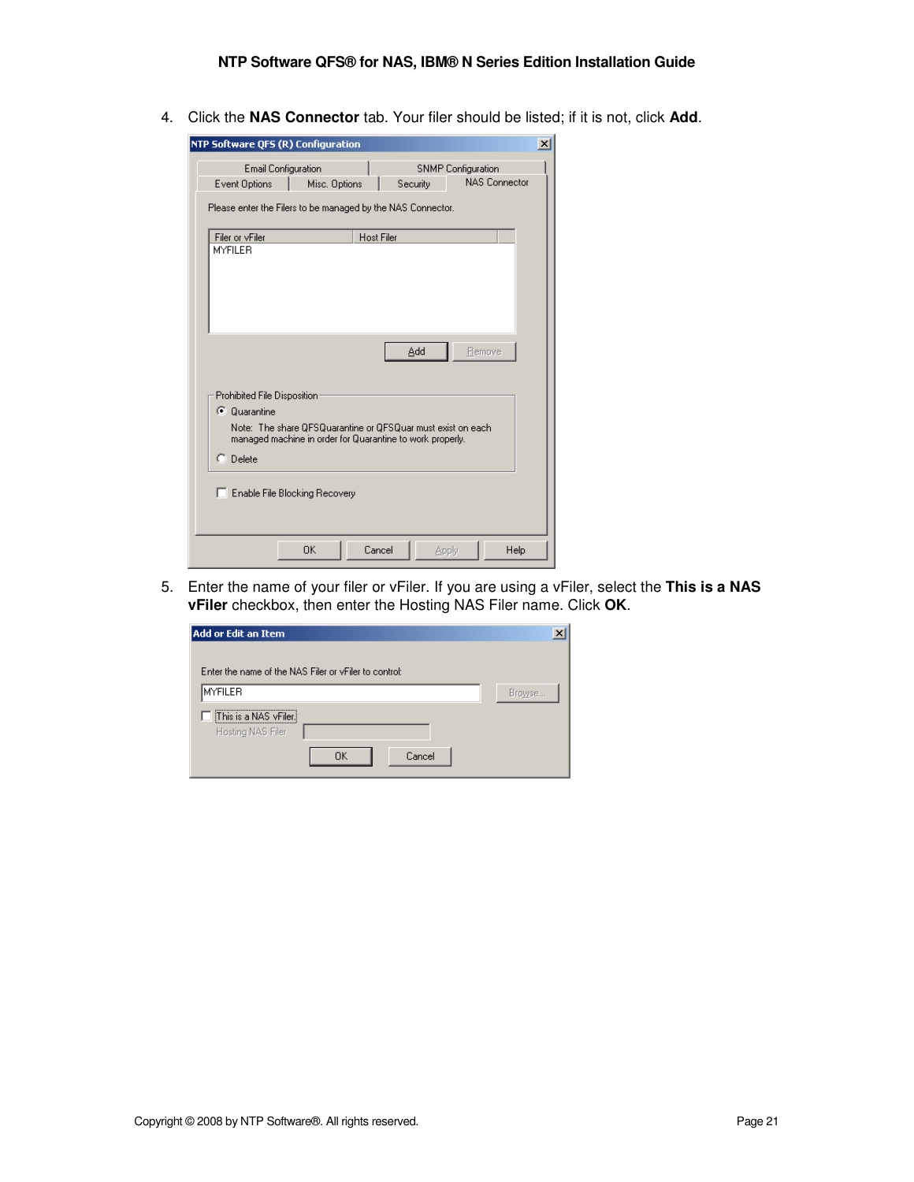4. Click the **NAS Connector** tab. Your filer should be listed; if it is not, click **Add**.

5. Enter the name of your filer or vFiler. If you are using a vFiler, select the **This is a NAS vFiler** checkbox, then enter the Hosting NAS Filer name. Click **OK**.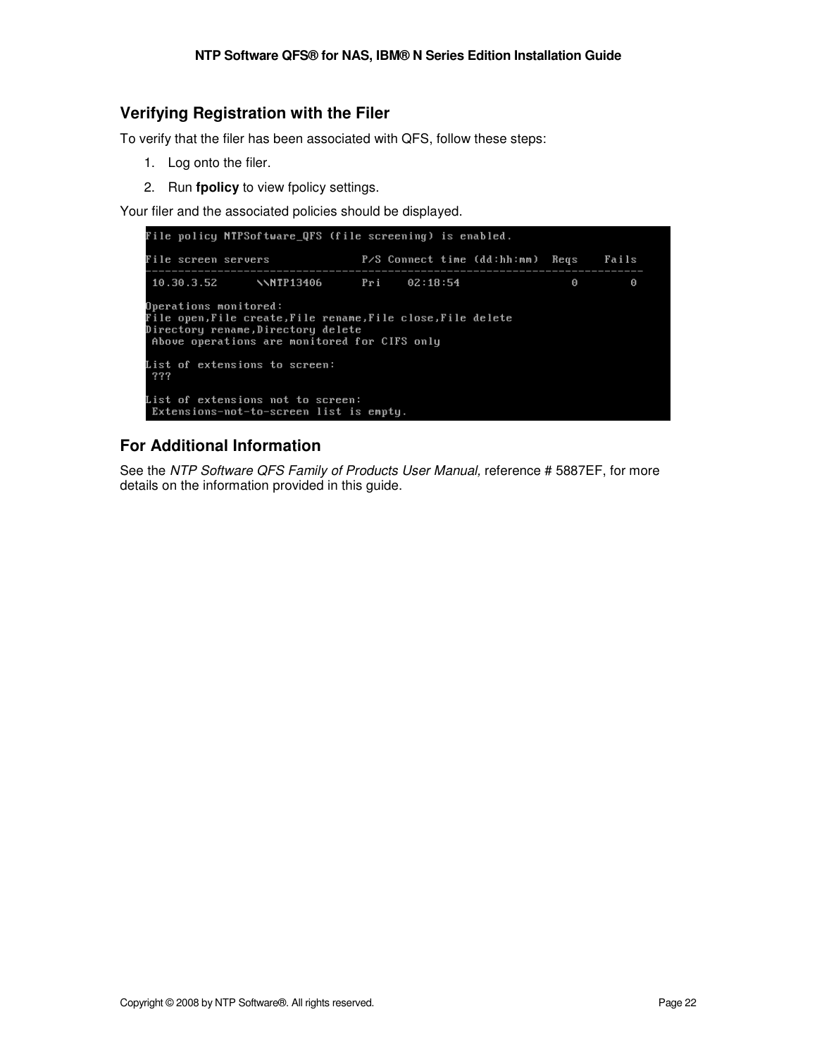## Verifying Registration with the Filer

To verify that the filer has been associated with QFS, follow these steps:

1. Log onto the filer.
2. Run **fpolicy** to view fpolicy settings.

Your filer and the associated policies should be displayed.

```
File policy NTPSoftware_QFS (file screening) is enabled.

File screen servers             P/S Connect time (dd:hh:mm)  Reqs    Fails
---------------------------------------------------------------------------
 10.30.3.52      \\NTP13406      Pri    02:18:54                0        0

Operations monitored:
File open,File create,File rename,File close,File delete
Directory rename,Directory delete
 Above operations are monitored for CIFS only

List of extensions to screen:
 ???

List of extensions not to screen:
 Extensions-not-to-screen list is empty.
```

## For Additional Information

See the *NTP Software QFS Family of Products User Manual,* reference # 5887EF, for more details on the information provided in this guide.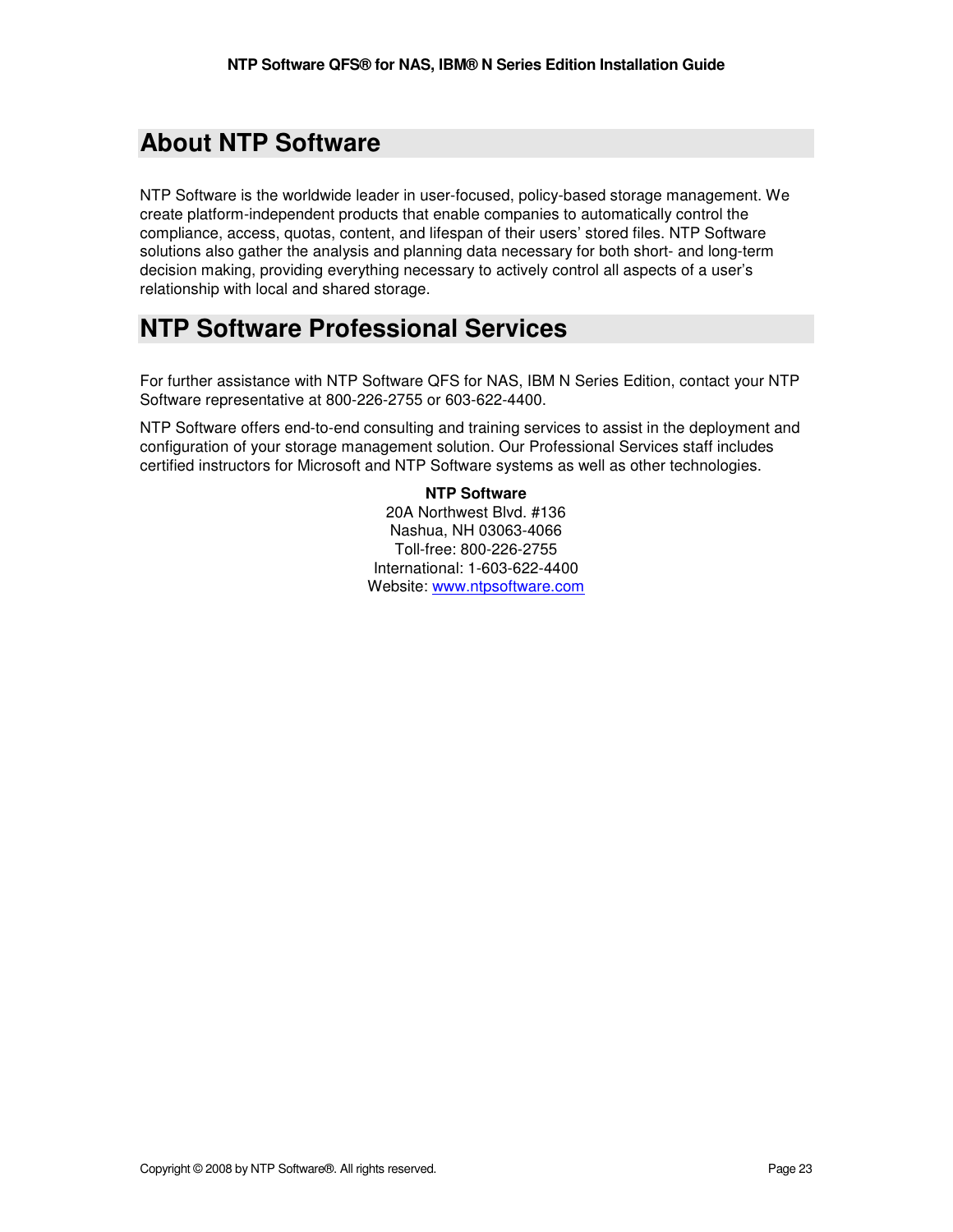# About NTP Software

NTP Software is the worldwide leader in user-focused, policy-based storage management. We create platform-independent products that enable companies to automatically control the compliance, access, quotas, content, and lifespan of their users' stored files. NTP Software solutions also gather the analysis and planning data necessary for both short- and long-term decision making, providing everything necessary to actively control all aspects of a user's relationship with local and shared storage.

# NTP Software Professional Services

For further assistance with NTP Software QFS for NAS, IBM N Series Edition, contact your NTP Software representative at 800-226-2755 or 603-622-4400.

NTP Software offers end-to-end consulting and training services to assist in the deployment and configuration of your storage management solution. Our Professional Services staff includes certified instructors for Microsoft and NTP Software systems as well as other technologies.

**NTP Software**
20A Northwest Blvd. #136
Nashua, NH 03063-4066
Toll-free: 800-226-2755
International: 1-603-622-4400
Website: www.ntpsoftware.com

Copyright © 2008 by NTP Software®. All rights reserved.